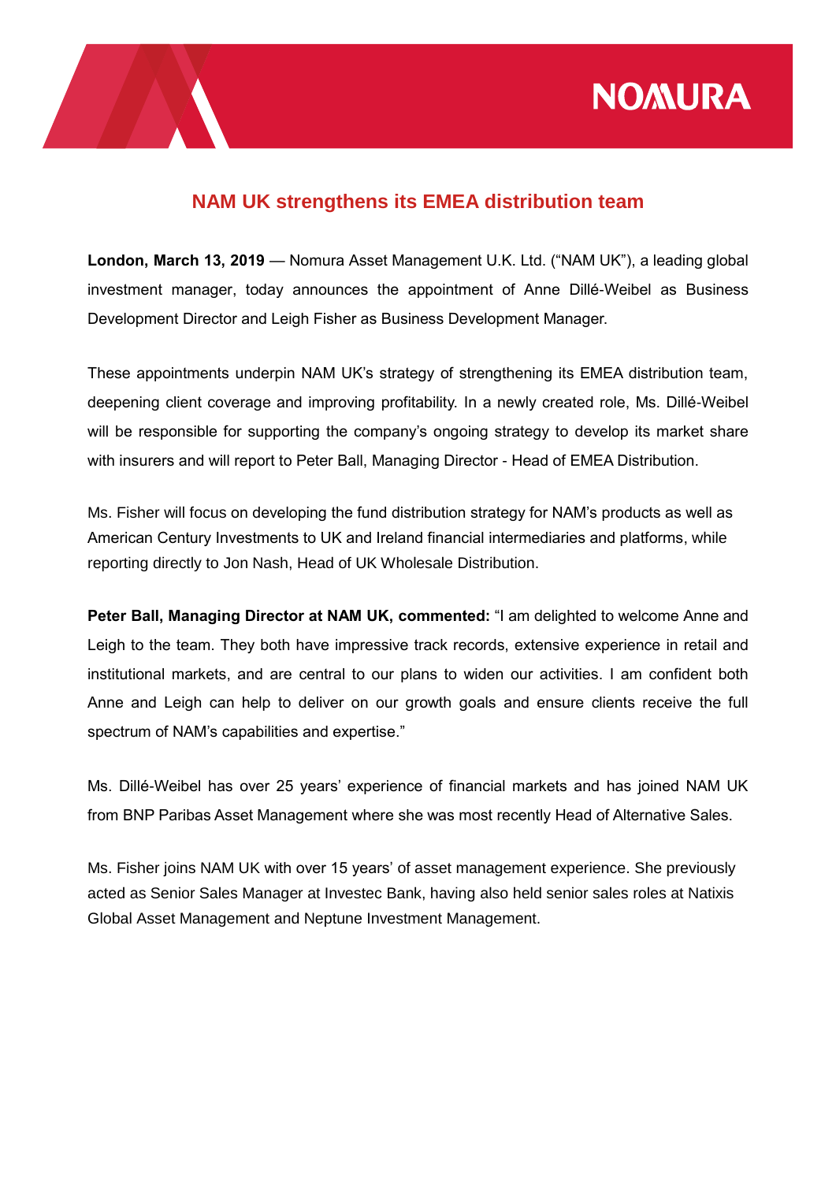# NAM UK strengthens its EMEA distribution team

**London, March 13, 2019** — Nomura Asset Management U.K. Ltd. ("NAM UK"), a leading global investment manager, today announces the appointment of Anne Dillé-Weibel as Business Development Director and Leigh Fisher as Business Development Manager.

These appointments underpin NAM UK's strategy of strengthening its EMEA distribution team, deepening client coverage and improving profitability. In a newly created role, Ms. Dillé-Weibel will be responsible for supporting the company's ongoing strategy to develop its market share with insurers and will report to Peter Ball, Managing Director - Head of EMEA Distribution.

Ms. Fisher will focus on developing the fund distribution strategy for NAM's products as well as American Century Investments to UK and Ireland financial intermediaries and platforms, while reporting directly to Jon Nash, Head of UK Wholesale Distribution.

**Peter Ball, Managing Director at NAM UK, commented:** "I am delighted to welcome Anne and Leigh to the team. They both have impressive track records, extensive experience in retail and institutional markets, and are central to our plans to widen our activities. I am confident both Anne and Leigh can help to deliver on our growth goals and ensure clients receive the full spectrum of NAM's capabilities and expertise."

Ms. Dillé-Weibel has over 25 years' experience of financial markets and has joined NAM UK from BNP Paribas Asset Management where she was most recently Head of Alternative Sales.

Ms. Fisher joins NAM UK with over 15 years' of asset management experience. She previously acted as Senior Sales Manager at Investec Bank, having also held senior sales roles at Natixis Global Asset Management and Neptune Investment Management.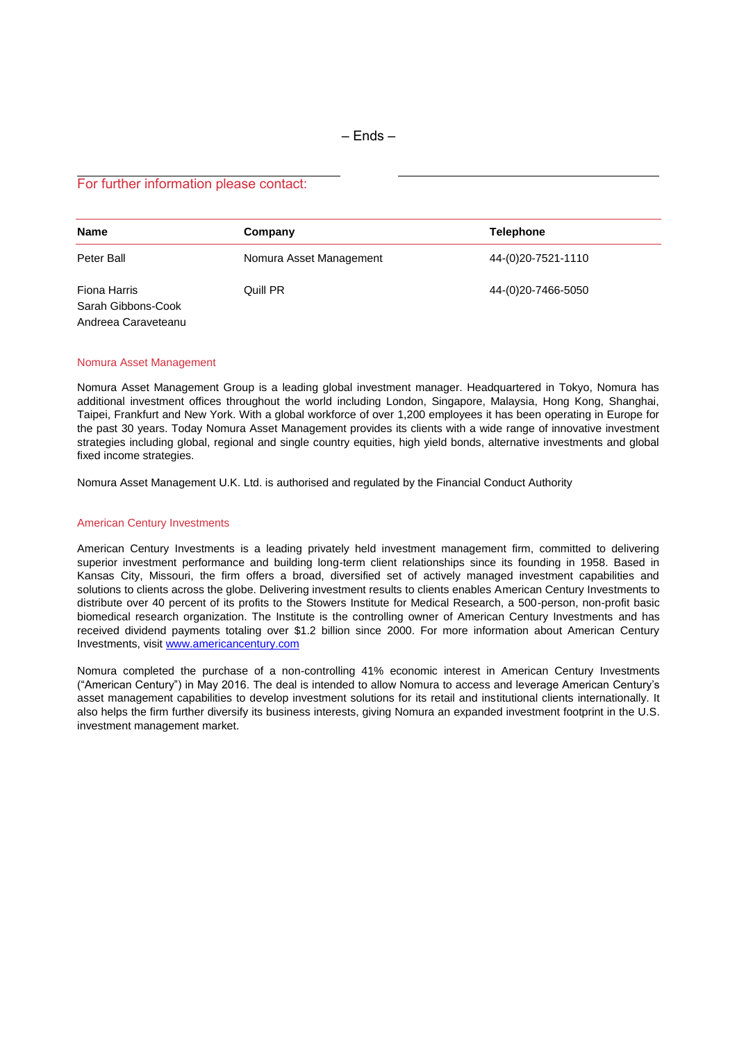– Ends –

For further information please contact:

| Name | Company | Telephone |
| --- | --- | --- |
| Peter Ball | Nomura Asset Management | 44-(0)20-7521-1110 |
| Fiona Harris<br>Sarah Gibbons-Cook<br>Andreea Caraveteanu | Quill PR | 44-(0)20-7466-5050 |

### Nomura Asset Management

Nomura Asset Management Group is a leading global investment manager. Headquartered in Tokyo, Nomura has additional investment offices throughout the world including London, Singapore, Malaysia, Hong Kong, Shanghai, Taipei, Frankfurt and New York. With a global workforce of over 1,200 employees it has been operating in Europe for the past 30 years. Today Nomura Asset Management provides its clients with a wide range of innovative investment strategies including global, regional and single country equities, high yield bonds, alternative investments and global fixed income strategies.

Nomura Asset Management U.K. Ltd. is authorised and regulated by the Financial Conduct Authority

### American Century Investments

American Century Investments is a leading privately held investment management firm, committed to delivering superior investment performance and building long-term client relationships since its founding in 1958. Based in Kansas City, Missouri, the firm offers a broad, diversified set of actively managed investment capabilities and solutions to clients across the globe. Delivering investment results to clients enables American Century Investments to distribute over 40 percent of its profits to the Stowers Institute for Medical Research, a 500-person, non-profit basic biomedical research organization. The Institute is the controlling owner of American Century Investments and has received dividend payments totaling over $1.2 billion since 2000. For more information about American Century Investments, visit www.americancentury.com

Nomura completed the purchase of a non-controlling 41% economic interest in American Century Investments ("American Century") in May 2016. The deal is intended to allow Nomura to access and leverage American Century's asset management capabilities to develop investment solutions for its retail and institutional clients internationally. It also helps the firm further diversify its business interests, giving Nomura an expanded investment footprint in the U.S. investment management market.